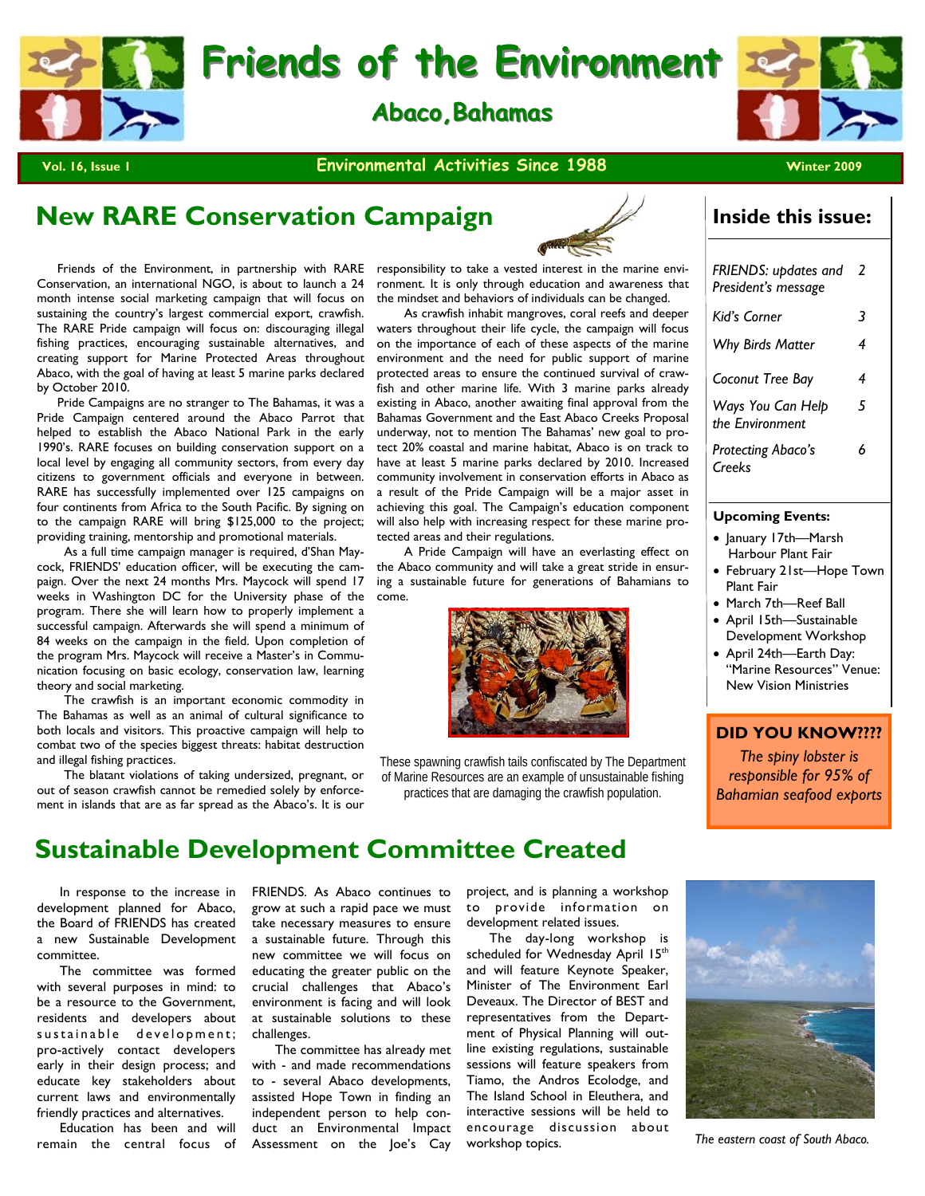# Friends of the Environment

## Abaco, Bahamas

Vol. 16, Issue 1 — Environmental Activities Since 1988 — Winter 2009

## New RARE Conservation Campaign

Friends of the Environment, in partnership with RARE Conservation, an international NGO, is about to launch a 24 month intense social marketing campaign that will focus on sustaining the country's largest commercial export, crawfish. The RARE Pride campaign will focus on: discouraging illegal fishing practices, encouraging sustainable alternatives, and creating support for Marine Protected Areas throughout Abaco, with the goal of having at least 5 marine parks declared by October 2010.

Pride Campaigns are no stranger to The Bahamas, it was a Pride Campaign centered around the Abaco Parrot that helped to establish the Abaco National Park in the early 1990's. RARE focuses on building conservation support on a local level by engaging all community sectors, from every day citizens to government officials and everyone in between. RARE has successfully implemented over 125 campaigns on four continents from Africa to the South Pacific. By signing on to the campaign RARE will bring $125,000 to the project; providing training, mentorship and promotional materials.

As a full time campaign manager is required, d'Shan Maycock, FRIENDS' education officer, will be executing the campaign. Over the next 24 months Mrs. Maycock will spend 17 weeks in Washington DC for the University phase of the program. There she will learn how to properly implement a successful campaign. Afterwards she will spend a minimum of 84 weeks on the campaign in the field. Upon completion of the program Mrs. Maycock will receive a Master's in Communication focusing on basic ecology, conservation law, learning theory and social marketing.

The crawfish is an important economic commodity in The Bahamas as well as an animal of cultural significance to both locals and visitors. This proactive campaign will help to combat two of the species biggest threats: habitat destruction and illegal fishing practices.

The blatant violations of taking undersized, pregnant, or out of season crawfish cannot be remedied solely by enforcement in islands that are as far spread as the Abaco's. It is our responsibility to take a vested interest in the marine environment. It is only through education and awareness that the mindset and behaviors of individuals can be changed.

As crawfish inhabit mangroves, coral reefs and deeper waters throughout their life cycle, the campaign will focus on the importance of each of these aspects of the marine environment and the need for public support of marine protected areas to ensure the continued survival of crawfish and other marine life. With 3 marine parks already existing in Abaco, another awaiting final approval from the Bahamas Government and the East Abaco Creeks Proposal underway, not to mention The Bahamas' new goal to protect 20% coastal and marine habitat, Abaco is on track to have at least 5 marine parks declared by 2010. Increased community involvement in conservation efforts in Abaco as a result of the Pride Campaign will be a major asset in achieving this goal. The Campaign's education component will also help with increasing respect for these marine protected areas and their regulations.

A Pride Campaign will have an everlasting effect on the Abaco community and will take a great stride in ensuring a sustainable future for generations of Bahamians to come.

These spawning crawfish tails confiscated by The Department of Marine Resources are an example of unsustainable fishing practices that are damaging the crawfish population.

## Inside this issue:

| | |
|---|---|
| *FRIENDS: updates and President's message* | 2 |
| *Kid's Corner* | 3 |
| *Why Birds Matter* | 4 |
| *Coconut Tree Bay* | 4 |
| *Ways You Can Help the Environment* | 5 |
| *Protecting Abaco's Creeks* | 6 |

**Upcoming Events:**

- January 17th—Marsh Harbour Plant Fair
- February 21st—Hope Town Plant Fair
- March 7th—Reef Ball
- April 15th—Sustainable Development Workshop
- April 24th—Earth Day: "Marine Resources" Venue: New Vision Ministries

**DID YOU KNOW????**

*The spiny lobster is responsible for 95% of Bahamian seafood exports*

## Sustainable Development Committee Created

In response to the increase in development planned for Abaco, the Board of FRIENDS has created a new Sustainable Development committee.

The committee was formed with several purposes in mind: to be a resource to the Government, residents and developers about sustainable development; pro-actively contact developers early in their design process; and educate key stakeholders about current laws and environmentally friendly practices and alternatives.

Education has been and will remain the central focus of FRIENDS. As Abaco continues to grow at such a rapid pace we must take necessary measures to ensure a sustainable future. Through this new committee we will focus on educating the greater public on the crucial challenges that Abaco's environment is facing and will look at sustainable solutions to these challenges.

The committee has already met with - and made recommendations to - several Abaco developments, assisted Hope Town in finding an independent person to help conduct an Environmental Impact Assessment on the Joe's Cay project, and is planning a workshop to provide information on development related issues.

The day-long workshop is scheduled for Wednesday April 15th and will feature Keynote Speaker, Minister of The Environment Earl Deveaux. The Director of BEST and representatives from the Department of Physical Planning will outline existing regulations, sustainable sessions will feature speakers from Tiamo, the Andros Ecolodge, and The Island School in Eleuthera, and interactive sessions will be held to encourage discussion about workshop topics.

*The eastern coast of South Abaco.*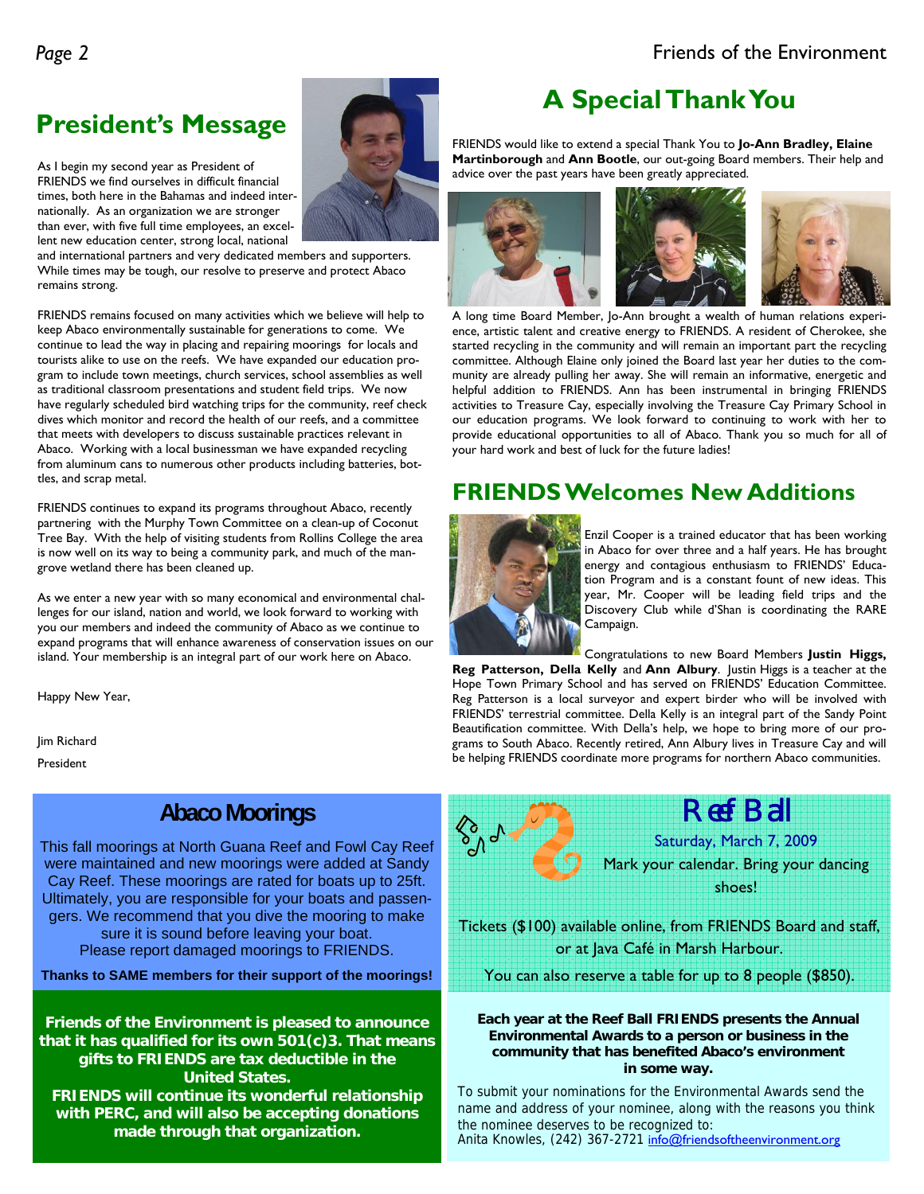## President's Message

As I begin my second year as President of FRIENDS we find ourselves in difficult financial times, both here in the Bahamas and indeed internationally. As an organization we are stronger than ever, with five full time employees, an excellent new education center, strong local, national and international partners and very dedicated members and supporters. While times may be tough, our resolve to preserve and protect Abaco remains strong.

FRIENDS remains focused on many activities which we believe will help to keep Abaco environmentally sustainable for generations to come. We continue to lead the way in placing and repairing moorings for locals and tourists alike to use on the reefs. We have expanded our education program to include town meetings, church services, school assemblies as well as traditional classroom presentations and student field trips. We now have regularly scheduled bird watching trips for the community, reef check dives which monitor and record the health of our reefs, and a committee that meets with developers to discuss sustainable practices relevant in Abaco. Working with a local businessman we have expanded recycling from aluminum cans to numerous other products including batteries, bottles, and scrap metal.

FRIENDS continues to expand its programs throughout Abaco, recently partnering with the Murphy Town Committee on a clean-up of Coconut Tree Bay. With the help of visiting students from Rollins College the area is now well on its way to being a community park, and much of the mangrove wetland there has been cleaned up.

As we enter a new year with so many economical and environmental challenges for our island, nation and world, we look forward to working with you our members and indeed the community of Abaco as we continue to expand programs that will enhance awareness of conservation issues on our island. Your membership is an integral part of our work here on Abaco.

Happy New Year,

Jim Richard

President

## A Special Thank You

FRIENDS would like to extend a special Thank You to **Jo-Ann Bradley, Elaine Martinborough** and **Ann Bootle**, our out-going Board members. Their help and advice over the past years have been greatly appreciated.

A long time Board Member, Jo-Ann brought a wealth of human relations experience, artistic talent and creative energy to FRIENDS. A resident of Cherokee, she started recycling in the community and will remain an important part the recycling committee. Although Elaine only joined the Board last year her duties to the community are already pulling her away. She will remain an informative, energetic and helpful addition to FRIENDS. Ann has been instrumental in bringing FRIENDS activities to Treasure Cay, especially involving the Treasure Cay Primary School in our education programs. We look forward to continuing to work with her to provide educational opportunities to all of Abaco. Thank you so much for all of your hard work and best of luck for the future ladies!

## FRIENDS Welcomes New Additions

Enzil Cooper is a trained educator that has been working in Abaco for over three and a half years. He has brought energy and contagious enthusiasm to FRIENDS' Education Program and is a constant fount of new ideas. This year, Mr. Cooper will be leading field trips and the Discovery Club while d'Shan is coordinating the RARE Campaign.

Congratulations to new Board Members **Justin Higgs, Reg Patterson, Della Kelly** and **Ann Albury**. Justin Higgs is a teacher at the Hope Town Primary School and has served on FRIENDS' Education Committee. Reg Patterson is a local surveyor and expert birder who will be involved with FRIENDS' terrestrial committee. Della Kelly is an integral part of the Sandy Point Beautification committee. With Della's help, we hope to bring more of our programs to South Abaco. Recently retired, Ann Albury lives in Treasure Cay and will be helping FRIENDS coordinate more programs for northern Abaco communities.

## Abaco Moorings

This fall moorings at North Guana Reef and Fowl Cay Reef were maintained and new moorings were added at Sandy Cay Reef. These moorings are rated for boats up to 25ft. Ultimately, you are responsible for your boats and passengers. We recommend that you dive the mooring to make sure it is sound before leaving your boat. Please report damaged moorings to FRIENDS.

**Thanks to SAME members for their support of the moorings!**

**Friends of the Environment is pleased to announce that it has qualified for its own 501(c)3. That means gifts to FRIENDS are tax deductible in the United States.**
**FRIENDS will continue its wonderful relationship with PERC, and will also be accepting donations made through that organization.**

## Reef Ball

Saturday, March 7, 2009

Mark your calendar. Bring your dancing shoes!

Tickets ($100) available online, from FRIENDS Board and staff, or at Java Café in Marsh Harbour.

You can also reserve a table for up to 8 people ($850).

**Each year at the Reef Ball FRIENDS presents the Annual Environmental Awards to a person or business in the community that has benefited Abaco's environment in some way.**

To submit your nominations for the Environmental Awards send the name and address of your nominee, along with the reasons you think the nominee deserves to be recognized to:
Anita Knowles, (242) 367-2721 info@friendsoftheenvironment.org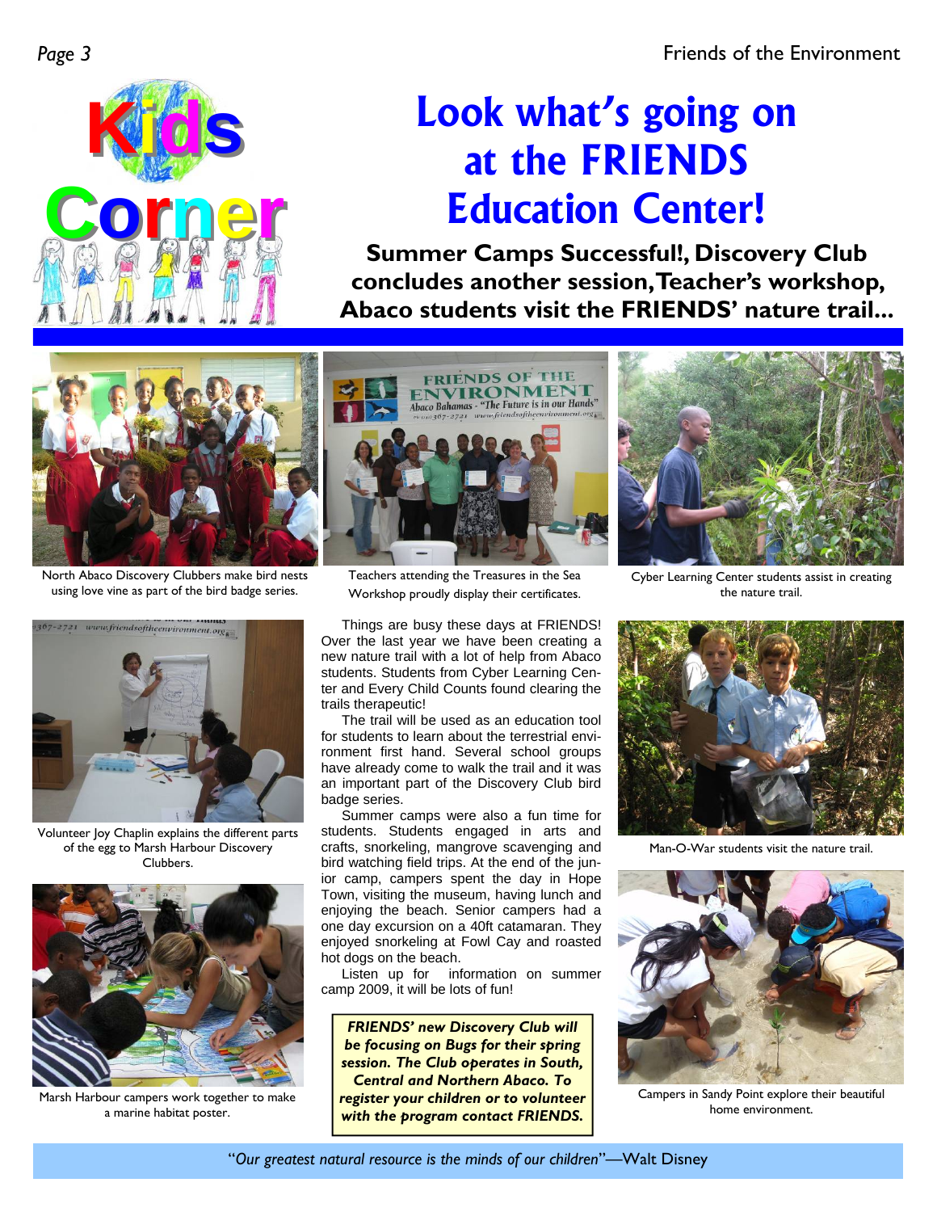Kids Corner

# Look what's going on at the FRIENDS Education Center!

**Summer Camps Successful!, Discovery Club concludes another session, Teacher's workshop, Abaco students visit the FRIENDS' nature trail...**

North Abaco Discovery Clubbers make bird nests using love vine as part of the bird badge series.

Teachers attending the Treasures in the Sea Workshop proudly display their certificates.

Cyber Learning Center students assist in creating the nature trail.

Volunteer Joy Chaplin explains the different parts of the egg to Marsh Harbour Discovery Clubbers.

Marsh Harbour campers work together to make a marine habitat poster.

Things are busy these days at FRIENDS! Over the last year we have been creating a new nature trail with a lot of help from Abaco students. Students from Cyber Learning Center and Every Child Counts found clearing the trails therapeutic!

The trail will be used as an education tool for students to learn about the terrestrial environment first hand. Several school groups have already come to walk the trail and it was an important part of the Discovery Club bird badge series.

Summer camps were also a fun time for students. Students engaged in arts and crafts, snorkeling, mangrove scavenging and bird watching field trips. At the end of the junior camp, campers spent the day in Hope Town, visiting the museum, having lunch and enjoying the beach. Senior campers had a one day excursion on a 40ft catamaran. They enjoyed snorkeling at Fowl Cay and roasted hot dogs on the beach.

Listen up for information on summer camp 2009, it will be lots of fun!

***FRIENDS' new Discovery Club will be focusing on Bugs for their spring session. The Club operates in South, Central and Northern Abaco. To register your children or to volunteer with the program contact FRIENDS.***

Man-O-War students visit the nature trail.

Campers in Sandy Point explore their beautiful home environment.

"*Our greatest natural resource is the minds of our children*"—Walt Disney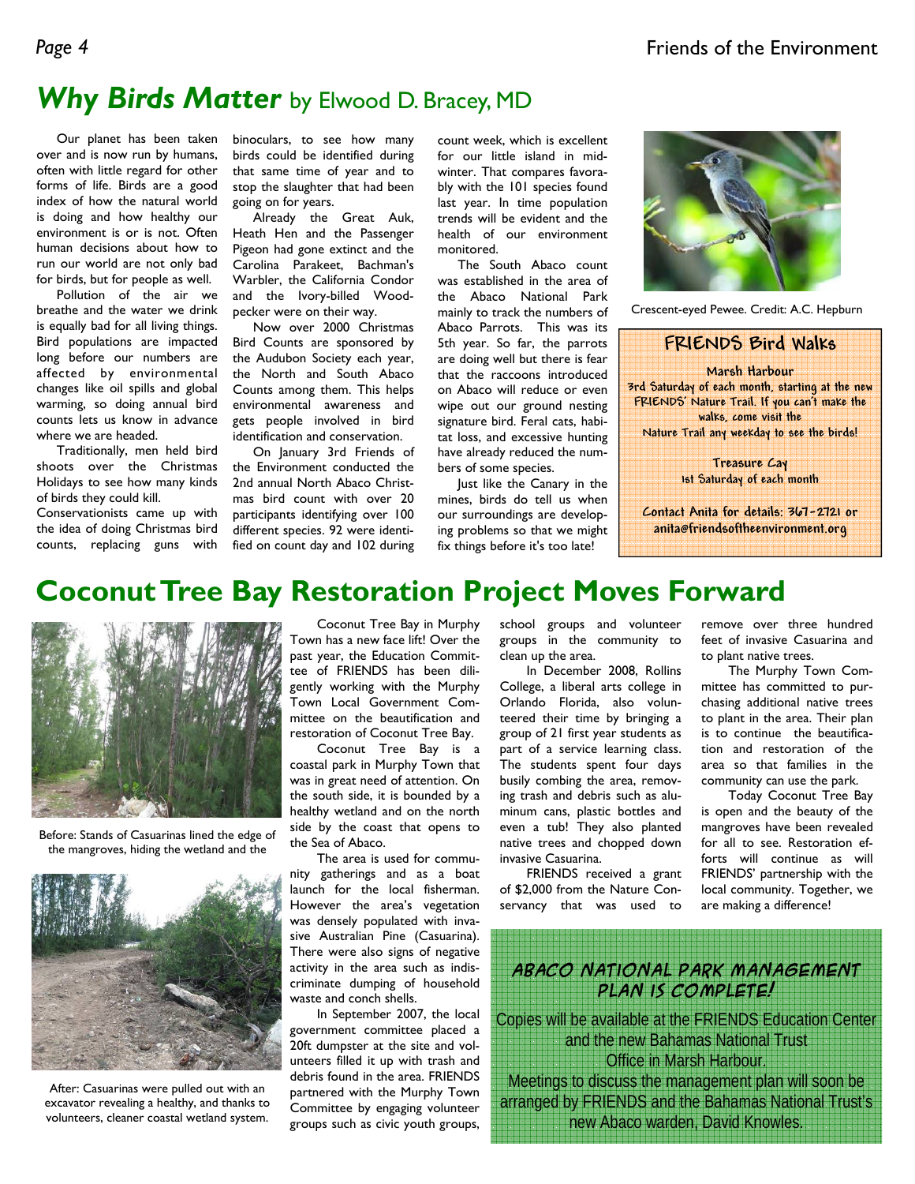# *Why Birds Matter* by Elwood D. Bracey, MD

Our planet has been taken over and is now run by humans, often with little regard for other forms of life. Birds are a good index of how the natural world is doing and how healthy our environment is or is not. Often human decisions about how to run our world are not only bad for birds, but for people as well.

Pollution of the air we breathe and the water we drink is equally bad for all living things. Bird populations are impacted long before our numbers are affected by environmental changes like oil spills and global warming, so doing annual bird counts lets us know in advance where we are headed.

Traditionally, men held bird shoots over the Christmas Holidays to see how many kinds of birds they could kill.

Conservationists came up with the idea of doing Christmas bird counts, replacing guns with binoculars, to see how many birds could be identified during that same time of year and to stop the slaughter that had been going on for years.

Already the Great Auk, Heath Hen and the Passenger Pigeon had gone extinct and the Carolina Parakeet, Bachman's Warbler, the California Condor and the Ivory-billed Woodpecker were on their way.

Now over 2000 Christmas Bird Counts are sponsored by the Audubon Society each year, the North and South Abaco Counts among them. This helps environmental awareness and gets people involved in bird identification and conservation.

On January 3rd Friends of the Environment conducted the 2nd annual North Abaco Christmas bird count with over 20 participants identifying over 100 different species. 92 were identified on count day and 102 during count week, which is excellent for our little island in midwinter. That compares favorably with the 101 species found last year. In time population trends will be evident and the health of our environment monitored.

The South Abaco count was established in the area of the Abaco National Park mainly to track the numbers of Abaco Parrots. This was its 5th year. So far, the parrots are doing well but there is fear that the raccoons introduced on Abaco will reduce or even wipe out our ground nesting signature bird. Feral cats, habitat loss, and excessive hunting have already reduced the numbers of some species.

Just like the Canary in the mines, birds do tell us when our surroundings are developing problems so that we might fix things before it's too late!

Crescent-eyed Pewee. Credit: A.C. Hepburn

**FRIENDS Bird Walks**

**Marsh Harbour**
3rd Saturday of each month, starting at the new FRIENDS' Nature Trail. If you can't make the walks, come visit the Nature Trail any weekday to see the birds!

**Treasure Cay**
1st Saturday of each month

Contact Anita for details: 367-2721 or anita@friendsoftheenvironment.org

# Coconut Tree Bay Restoration Project Moves Forward

Before: Stands of Casuarinas lined the edge of the mangroves, hiding the wetland and the

After: Casuarinas were pulled out with an excavator revealing a healthy, and thanks to volunteers, cleaner coastal wetland system.

Coconut Tree Bay in Murphy Town has a new face lift! Over the past year, the Education Committee of FRIENDS has been diligently working with the Murphy Town Local Government Committee on the beautification and restoration of Coconut Tree Bay.

Coconut Tree Bay is a coastal park in Murphy Town that was in great need of attention. On the south side, it is bounded by a healthy wetland and on the north side by the coast that opens to the Sea of Abaco.

The area is used for community gatherings and as a boat launch for the local fisherman. However the area's vegetation was densely populated with invasive Australian Pine (Casuarina). There were also signs of negative activity in the area such as indiscriminate dumping of household waste and conch shells.

In September 2007, the local government committee placed a 20ft dumpster at the site and volunteers filled it up with trash and debris found in the area. FRIENDS partnered with the Murphy Town Committee by engaging volunteer groups such as civic youth groups, school groups and volunteer groups in the community to clean up the area.

In December 2008, Rollins College, a liberal arts college in Orlando Florida, also volunteered their time by bringing a group of 21 first year students as part of a service learning class. The students spent four days busily combing the area, removing trash and debris such as aluminum cans, plastic bottles and even a tub! They also planted native trees and chopped down invasive Casuarina.

FRIENDS received a grant of $2,000 from the Nature Conservancy that was used to remove over three hundred feet of invasive Casuarina and to plant native trees.

The Murphy Town Committee has committed to purchasing additional native trees to plant in the area. Their plan is to continue the beautification and restoration of the area so that families in the community can use the park.

Today Coconut Tree Bay is open and the beauty of the mangroves have been revealed for all to see. Restoration efforts will continue as will FRIENDS' partnership with the local community. Together, we are making a difference!

## *ABACO NATIONAL PARK MANAGEMENT PLAN IS COMPLETE!*

Copies will be available at the FRIENDS Education Center and the new Bahamas National Trust Office in Marsh Harbour.

Meetings to discuss the management plan will soon be arranged by FRIENDS and the Bahamas National Trust's new Abaco warden, David Knowles.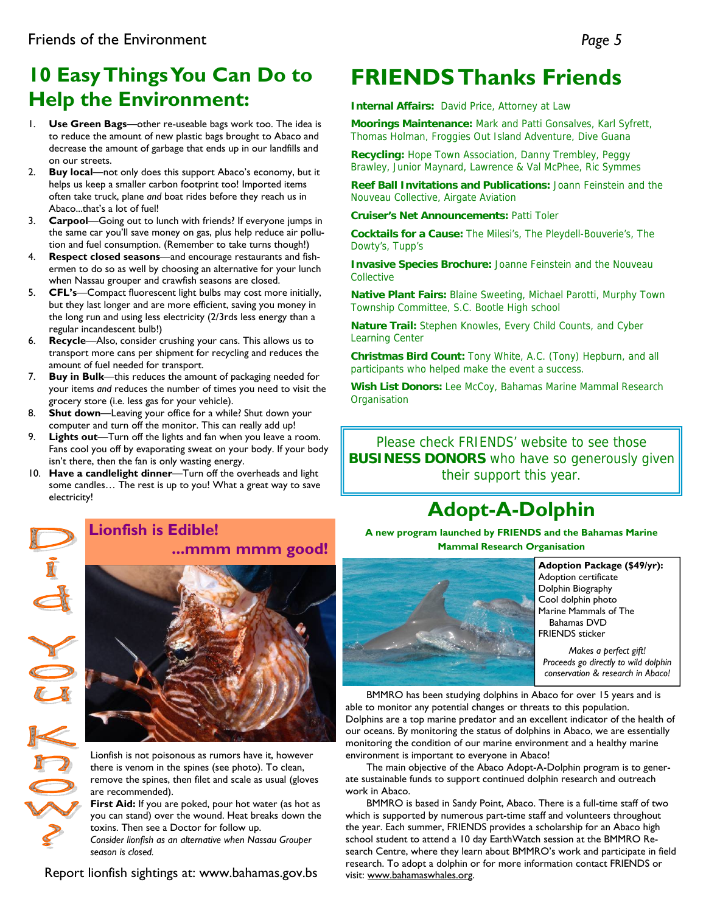## 10 Easy Things You Can Do to Help the Environment:

1. **Use Green Bags**—other re-useable bags work too. The idea is to reduce the amount of new plastic bags brought to Abaco and decrease the amount of garbage that ends up in our landfills and on our streets.
2. **Buy local**—not only does this support Abaco's economy, but it helps us keep a smaller carbon footprint too! Imported items often take truck, plane *and* boat rides before they reach us in Abaco...that's a lot of fuel!
3. **Carpool**—Going out to lunch with friends? If everyone jumps in the same car you'll save money on gas, plus help reduce air pollution and fuel consumption. (Remember to take turns though!)
4. **Respect closed seasons**—and encourage restaurants and fishermen to do so as well by choosing an alternative for your lunch when Nassau grouper and crawfish seasons are closed.
5. **CFL's**—Compact fluorescent light bulbs may cost more initially, but they last longer and are more efficient, saving you money in the long run and using less electricity (2/3rds less energy than a regular incandescent bulb!)
6. **Recycle**—Also, consider crushing your cans. This allows us to transport more cans per shipment for recycling and reduces the amount of fuel needed for transport.
7. **Buy in Bulk**—this reduces the amount of packaging needed for your items *and* reduces the number of times you need to visit the grocery store (i.e. less gas for your vehicle).
8. **Shut down**—Leaving your office for a while? Shut down your computer and turn off the monitor. This can really add up!
9. **Lights out**—Turn off the lights and fan when you leave a room. Fans cool you off by evaporating sweat on your body. If your body isn't there, then the fan is only wasting energy.
10. **Have a candlelight dinner**—Turn off the overheads and light some candles… The rest is up to you! What a great way to save electricity!

## Did You Know?

### Lionfish is Edible! ...mmm mmm good!

Lionfish is not poisonous as rumors have it, however there is venom in the spines (see photo). To clean, remove the spines, then filet and scale as usual (gloves are recommended).

**First Aid:** If you are poked, pour hot water (as hot as you can stand) over the wound. Heat breaks down the toxins. Then see a Doctor for follow up.

*Consider lionfish as an alternative when Nassau Grouper season is closed.*

Report lionfish sightings at: www.bahamas.gov.bs

# FRIENDS Thanks Friends

**Internal Affairs:** David Price, Attorney at Law

**Moorings Maintenance:** Mark and Patti Gonsalves, Karl Syfrett, Thomas Holman, Froggies Out Island Adventure, Dive Guana

**Recycling:** Hope Town Association, Danny Trembley, Peggy Brawley, Junior Maynard, Lawrence & Val McPhee, Ric Symmes

**Reef Ball Invitations and Publications:** Joann Feinstein and the Nouveau Collective, Airgate Aviation

**Cruiser's Net Announcements:** Patti Toler

**Cocktails for a Cause:** The Milesi's, The Pleydell-Bouverie's, The Dowty's, Tupp's

**Invasive Species Brochure:** Joanne Feinstein and the Nouveau Collective

**Native Plant Fairs:** Blaine Sweeting, Michael Parotti, Murphy Town Township Committee, S.C. Bootle High school

**Nature Trail:** Stephen Knowles, Every Child Counts, and Cyber Learning Center

**Christmas Bird Count:** Tony White, A.C. (Tony) Hepburn, and all participants who helped make the event a success.

**Wish List Donors:** Lee McCoy, Bahamas Marine Mammal Research Organisation

Please check FRIENDS' website to see those **BUSINESS DONORS** who have so generously given their support this year.

## Adopt-A-Dolphin

**A new program launched by FRIENDS and the Bahamas Marine Mammal Research Organisation**

**Adoption Package ($49/yr):**
- Adoption certificate
- Dolphin Biography
- Cool dolphin photo
- Marine Mammals of The Bahamas DVD
- FRIENDS sticker

*Makes a perfect gift! Proceeds go directly to wild dolphin conservation & research in Abaco!*

BMMRO has been studying dolphins in Abaco for over 15 years and is able to monitor any potential changes or threats to this population. Dolphins are a top marine predator and an excellent indicator of the health of our oceans. By monitoring the status of dolphins in Abaco, we are essentially monitoring the condition of our marine environment and a healthy marine environment is important to everyone in Abaco!

The main objective of the Abaco Adopt-A-Dolphin program is to generate sustainable funds to support continued dolphin research and outreach work in Abaco.

BMMRO is based in Sandy Point, Abaco. There is a full-time staff of two which is supported by numerous part-time staff and volunteers throughout the year. Each summer, FRIENDS provides a scholarship for an Abaco high school student to attend a 10 day EarthWatch session at the BMMRO Research Centre, where they learn about BMMRO's work and participate in field research. To adopt a dolphin or for more information contact FRIENDS or visit: www.bahamaswhales.org.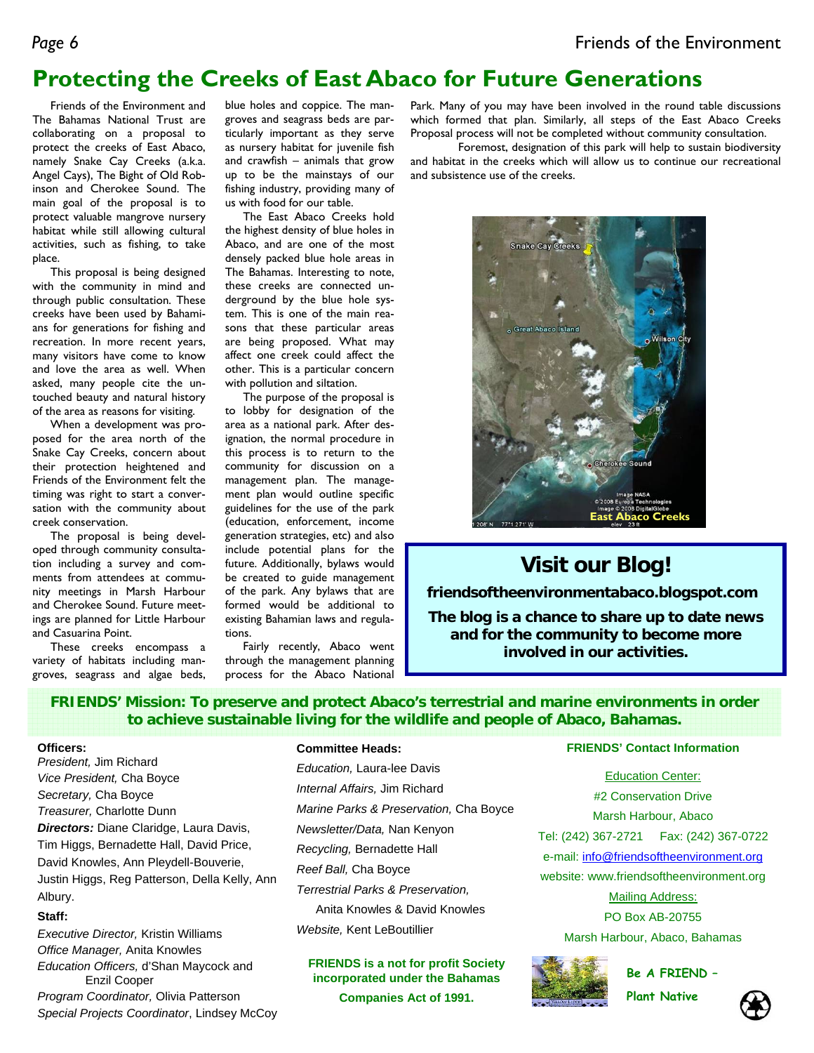# Protecting the Creeks of East Abaco for Future Generations

Friends of the Environment and The Bahamas National Trust are collaborating on a proposal to protect the creeks of East Abaco, namely Snake Cay Creeks (a.k.a. Angel Cays), The Bight of Old Robinson and Cherokee Sound. The main goal of the proposal is to protect valuable mangrove nursery habitat while still allowing cultural activities, such as fishing, to take place.

This proposal is being designed with the community in mind and through public consultation. These creeks have been used by Bahamians for generations for fishing and recreation. In more recent years, many visitors have come to know and love the area as well. When asked, many people cite the untouched beauty and natural history of the area as reasons for visiting.

When a development was proposed for the area north of the Snake Cay Creeks, concern about their protection heightened and Friends of the Environment felt the timing was right to start a conversation with the community about creek conservation.

The proposal is being developed through community consultation including a survey and comments from attendees at community meetings in Marsh Harbour and Cherokee Sound. Future meetings are planned for Little Harbour and Casuarina Point.

These creeks encompass a variety of habitats including mangroves, seagrass and algae beds, blue holes and coppice. The mangroves and seagrass beds are particularly important as they serve as nursery habitat for juvenile fish and crawfish – animals that grow up to be the mainstays of our fishing industry, providing many of us with food for our table.

The East Abaco Creeks hold the highest density of blue holes in Abaco, and are one of the most densely packed blue hole areas in The Bahamas. Interesting to note, these creeks are connected underground by the blue hole system. This is one of the main reasons that these particular areas are being proposed. What may affect one creek could affect the other. This is a particular concern with pollution and siltation.

The purpose of the proposal is to lobby for designation of the area as a national park. After designation, the normal procedure in this process is to return to the community for discussion on a management plan. The management plan would outline specific guidelines for the use of the park (education, enforcement, income generation strategies, etc) and also include potential plans for the future. Additionally, bylaws would be created to guide management of the park. Any bylaws that are formed would be additional to existing Bahamian laws and regulations.

Fairly recently, Abaco went through the management planning process for the Abaco National Park. Many of you may have been involved in the round table discussions which formed that plan. Similarly, all steps of the East Abaco Creeks Proposal process will not be completed without community consultation.

Foremost, designation of this park will help to sustain biodiversity and habitat in the creeks which will allow us to continue our recreational and subsistence use of the creeks.

Snake Cay Creeks
Great Abaco Island
Wilson City
Cherokee Sound
Image NASA
© 2008 Europa Technologies
Image © 2008 DigitalGlobe
East Abaco Creeks

## Visit our Blog!

**friendsoftheenvironmentabaco.blogspot.com**

**The blog is a chance to share up to date news and for the community to become more involved in our activities.**

**FRIENDS' Mission: To preserve and protect Abaco's terrestrial and marine environments in order to achieve sustainable living for the wildlife and people of Abaco, Bahamas.**

**Officers:**

*President,* Jim Richard
*Vice President,* Cha Boyce
*Secretary,* Cha Boyce
*Treasurer,* Charlotte Dunn
***Directors:*** Diane Claridge, Laura Davis, Tim Higgs, Bernadette Hall, David Price, David Knowles, Ann Pleydell-Bouverie, Justin Higgs, Reg Patterson, Della Kelly, Ann Albury.

**Staff:**

*Executive Director,* Kristin Williams
*Office Manager,* Anita Knowles
*Education Officers,* d'Shan Maycock and Enzil Cooper
*Program Coordinator,* Olivia Patterson
*Special Projects Coordinator*, Lindsey McCoy

**Committee Heads:**

*Education,* Laura-lee Davis
*Internal Affairs,* Jim Richard
*Marine Parks & Preservation,* Cha Boyce
*Newsletter/Data,* Nan Kenyon
*Recycling,* Bernadette Hall
*Reef Ball,* Cha Boyce
*Terrestrial Parks & Preservation,* Anita Knowles & David Knowles
*Website,* Kent LeBoutillier

**FRIENDS is a not for profit Society incorporated under the Bahamas Companies Act of 1991.**

**FRIENDS' Contact Information**

Education Center:
#2 Conservation Drive
Marsh Harbour, Abaco
Tel: (242) 367-2721 Fax: (242) 367-0722
e-mail: info@friendsoftheenvironment.org
website: www.friendsoftheenvironment.org

Mailing Address:
PO Box AB-20755
Marsh Harbour, Abaco, Bahamas

**Be A FRIEND – Plant Native**